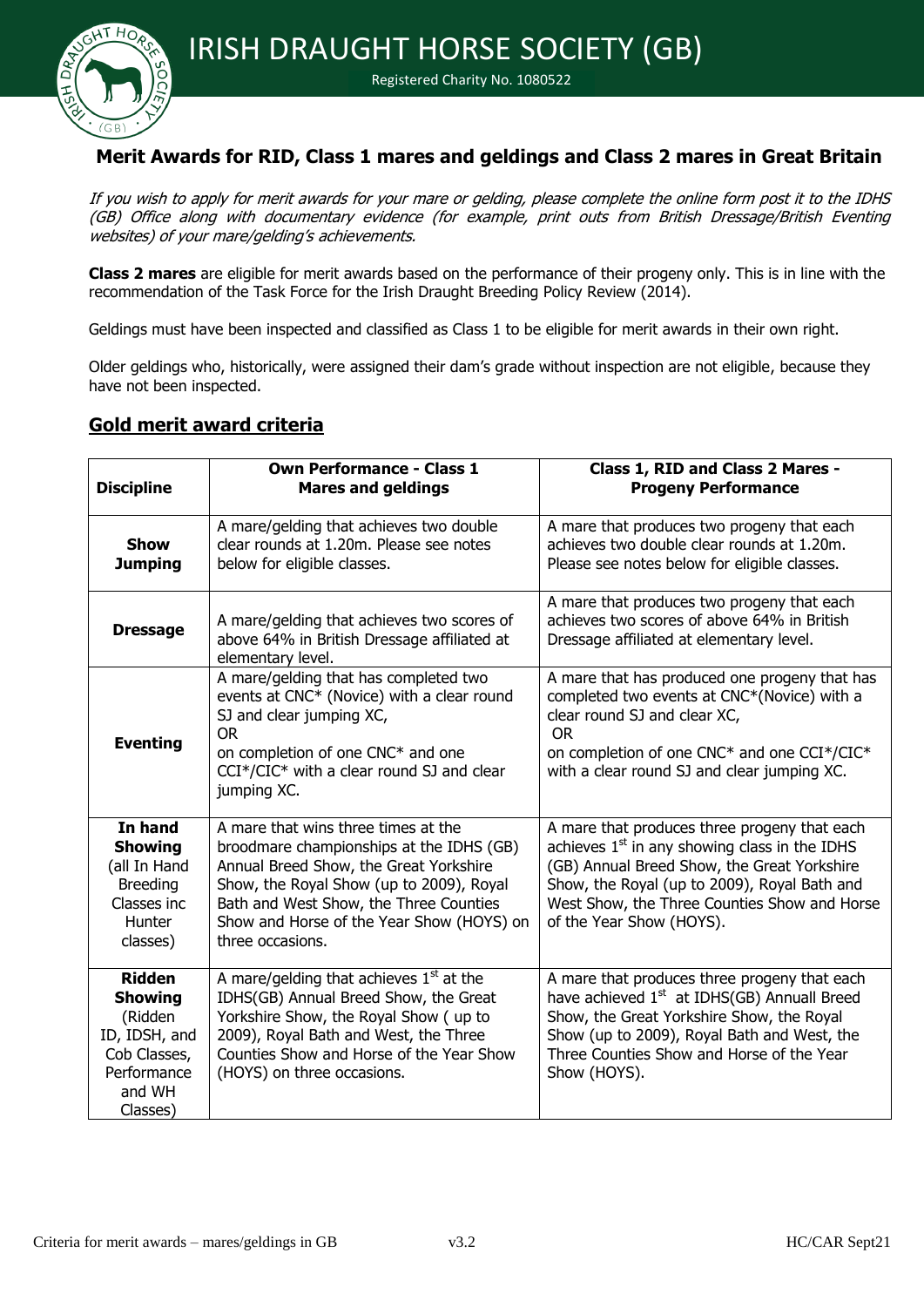# IRISH DRAUGHT HORSE SOCIETY (GB)

Registered Charity No. 1080522

## Merit Awards for RID, Class 1 mares and geldings and Class 2 mares in Great Britain

*If you wish to apply for merit awards for your mare or gelding, please complete the online form post it to the IDHS (GB) Office along with documentary evidence (for example, print outs from British Dressage/British Eventing websites) of your mare/gelding's achievements.*

**Class 2 mares** are eligible for merit awards based on the performance of their progeny only. This is in line with the recommendation of the Task Force for the Irish Draught Breeding Policy Review (2014).

Geldings must have been inspected and classified as Class 1 to be eligible for merit awards in their own right.

Older geldings who, historically, were assigned their dam's grade without inspection are not eligible, because they have not been inspected.

### Gold merit award criteria

| Discipline | Own Performance - Class 1 Mares and geldings | Class 1, RID and Class 2 Mares - Progeny Performance |
|---|---|---|
| **Show Jumping** | A mare/gelding that achieves two double clear rounds at 1.20m. Please see notes below for eligible classes. | A mare that produces two progeny that each achieves two double clear rounds at 1.20m. Please see notes below for eligible classes. |
| **Dressage** | A mare/gelding that achieves two scores of above 64% in British Dressage affiliated at elementary level. | A mare that produces two progeny that each achieves two scores of above 64% in British Dressage affiliated at elementary level. |
| **Eventing** | A mare/gelding that has completed two events at CNC* (Novice) with a clear round SJ and clear jumping XC, OR on completion of one CNC* and one CCI*/CIC* with a clear round SJ and clear jumping XC. | A mare that has produced one progeny that has completed two events at CNC*(Novice) with a clear round SJ and clear XC, OR on completion of one CNC* and one CCI*/CIC* with a clear round SJ and clear jumping XC. |
| **In hand Showing** (all In Hand Breeding Classes inc Hunter classes) | A mare that wins three times at the broodmare championships at the IDHS (GB) Annual Breed Show, the Great Yorkshire Show, the Royal Show (up to 2009), Royal Bath and West Show, the Three Counties Show and Horse of the Year Show (HOYS) on three occasions. | A mare that produces three progeny that each achieves 1st in any showing class in the IDHS (GB) Annual Breed Show, the Great Yorkshire Show, the Royal Show (up to 2009), Royal Bath and West Show, the Three Counties Show and Horse of the Year Show (HOYS). |
| **Ridden Showing** (Ridden ID, IDSH, and Cob Classes, Performance and WH Classes) | A mare/gelding that achieves 1st at the IDHS(GB) Annual Breed Show, the Great Yorkshire Show, the Royal Show ( up to 2009), Royal Bath and West, the Three Counties Show and Horse of the Year Show (HOYS) on three occasions. | A mare that produces three progeny that each have achieved 1st at IDHS(GB) Annuall Breed Show, the Great Yorkshire Show, the Royal Show (up to 2009), Royal Bath and West, the Three Counties Show and Horse of the Year Show (HOYS). |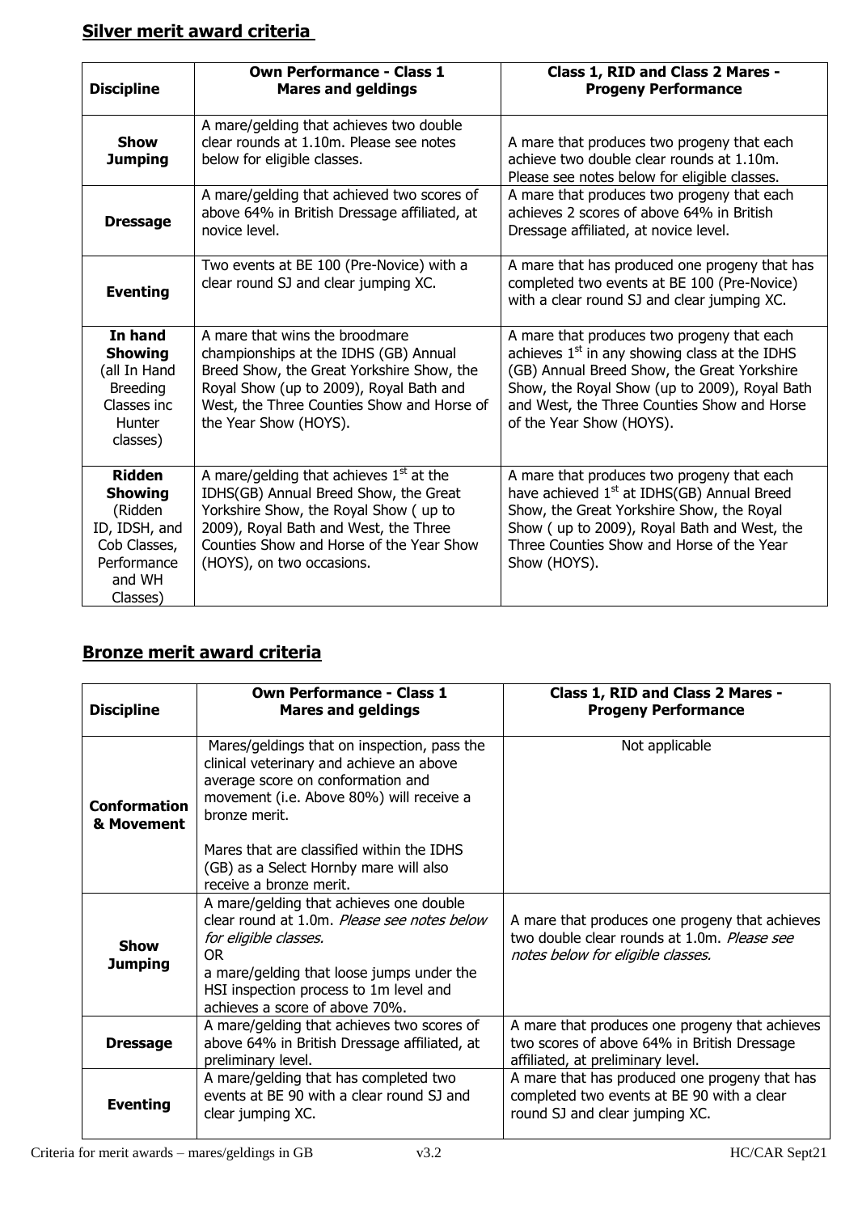## Silver merit award criteria

| Discipline | Own Performance - Class 1 Mares and geldings | Class 1, RID and Class 2 Mares - Progeny Performance |
|---|---|---|
| **Show Jumping** | A mare/gelding that achieves two double clear rounds at 1.10m. Please see notes below for eligible classes. | A mare that produces two progeny that each achieve two double clear rounds at 1.10m. Please see notes below for eligible classes. |
| **Dressage** | A mare/gelding that achieved two scores of above 64% in British Dressage affiliated, at novice level. | A mare that produces two progeny that each achieves 2 scores of above 64% in British Dressage affiliated, at novice level. |
| **Eventing** | Two events at BE 100 (Pre-Novice) with a clear round SJ and clear jumping XC. | A mare that has produced one progeny that has completed two events at BE 100 (Pre-Novice) with a clear round SJ and clear jumping XC. |
| **In hand Showing** (all In Hand Breeding Classes inc Hunter classes) | A mare that wins the broodmare championships at the IDHS (GB) Annual Breed Show, the Great Yorkshire Show, the Royal Show (up to 2009), Royal Bath and West, the Three Counties Show and Horse of the Year Show (HOYS). | A mare that produces two progeny that each achieves 1st in any showing class at the IDHS (GB) Annual Breed Show, the Great Yorkshire Show, the Royal Show (up to 2009), Royal Bath and West, the Three Counties Show and Horse of the Year Show (HOYS). |
| **Ridden Showing** (Ridden ID, IDSH, and Cob Classes, Performance and WH Classes) | A mare/gelding that achieves 1st at the IDHS(GB) Annual Breed Show, the Great Yorkshire Show, the Royal Show ( up to 2009), Royal Bath and West, the Three Counties Show and Horse of the Year Show (HOYS), on two occasions. | A mare that produces two progeny that each have achieved 1st at IDHS(GB) Annual Breed Show, the Great Yorkshire Show, the Royal Show ( up to 2009), Royal Bath and West, the Three Counties Show and Horse of the Year Show (HOYS). |

## Bronze merit award criteria

| Discipline | Own Performance - Class 1 Mares and geldings | Class 1, RID and Class 2 Mares - Progeny Performance |
|---|---|---|
| **Conformation & Movement** | Mares/geldings that on inspection, pass the clinical veterinary and achieve an above average score on conformation and movement (i.e. Above 80%) will receive a bronze merit. <br><br> Mares that are classified within the IDHS (GB) as a Select Hornby mare will also receive a bronze merit. | Not applicable |
| **Show Jumping** | A mare/gelding that achieves one double clear round at 1.0m. *Please see notes below for eligible classes.* <br> OR <br> a mare/gelding that loose jumps under the HSI inspection process to 1m level and achieves a score of above 70%. | A mare that produces one progeny that achieves two double clear rounds at 1.0m. *Please see notes below for eligible classes.* |
| **Dressage** | A mare/gelding that achieves two scores of above 64% in British Dressage affiliated, at preliminary level. | A mare that produces one progeny that achieves two scores of above 64% in British Dressage affiliated, at preliminary level. |
| **Eventing** | A mare/gelding that has completed two events at BE 90 with a clear round SJ and clear jumping XC. | A mare that has produced one progeny that has completed two events at BE 90 with a clear round SJ and clear jumping XC. |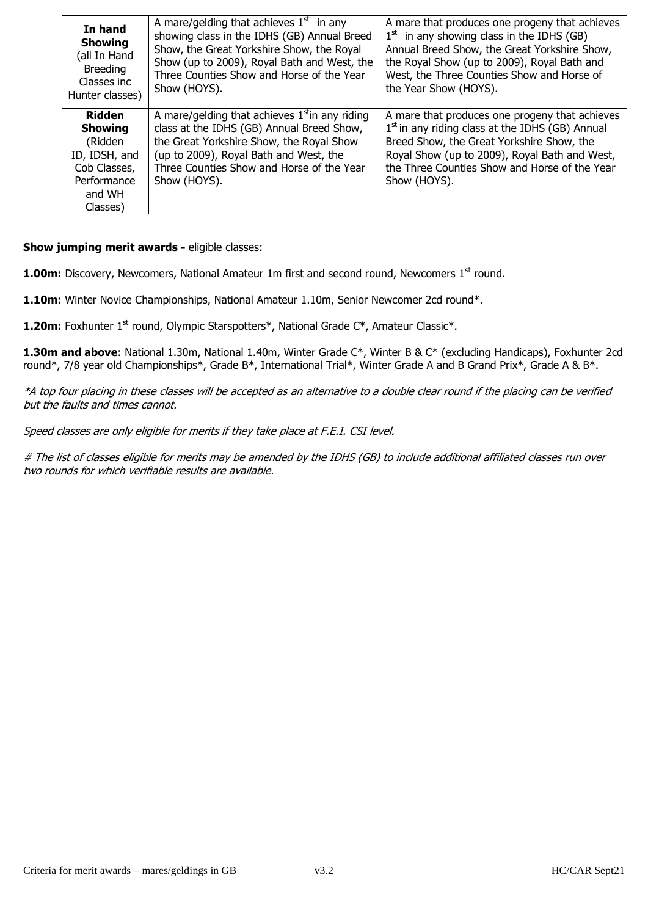| | | |
|---|---|---|
| **In hand Showing** (all In Hand Breeding Classes inc Hunter classes) | A mare/gelding that achieves 1st in any showing class in the IDHS (GB) Annual Breed Show, the Great Yorkshire Show, the Royal Show (up to 2009), Royal Bath and West, the Three Counties Show and Horse of the Year Show (HOYS). | A mare that produces one progeny that achieves 1st in any showing class in the IDHS (GB) Annual Breed Show, the Great Yorkshire Show, the Royal Show (up to 2009), Royal Bath and West, the Three Counties Show and Horse of the Year Show (HOYS). |
| **Ridden Showing** (Ridden ID, IDSH, and Cob Classes, Performance and WH Classes) | A mare/gelding that achieves 1st in any riding class at the IDHS (GB) Annual Breed Show, the Great Yorkshire Show, the Royal Show (up to 2009), Royal Bath and West, the Three Counties Show and Horse of the Year Show (HOYS). | A mare that produces one progeny that achieves 1st in any riding class at the IDHS (GB) Annual Breed Show, the Great Yorkshire Show, the Royal Show (up to 2009), Royal Bath and West, the Three Counties Show and Horse of the Year Show (HOYS). |

**Show jumping merit awards -** eligible classes:

**1.00m:** Discovery, Newcomers, National Amateur 1m first and second round, Newcomers 1st round.

**1.10m:** Winter Novice Championships, National Amateur 1.10m, Senior Newcomer 2cd round*.

**1.20m:** Foxhunter 1st round, Olympic Starspotters*, National Grade C*, Amateur Classic*.

**1.30m and above**: National 1.30m, National 1.40m, Winter Grade C*, Winter B & C* (excluding Handicaps), Foxhunter 2cd round*, 7/8 year old Championships*, Grade B*, International Trial*, Winter Grade A and B Grand Prix*, Grade A & B*.

*\*A top four placing in these classes will be accepted as an alternative to a double clear round if the placing can be verified but the faults and times cannot.*

*Speed classes are only eligible for merits if they take place at F.E.I. CSI level.*

*# The list of classes eligible for merits may be amended by the IDHS (GB) to include additional affiliated classes run over two rounds for which verifiable results are available.*